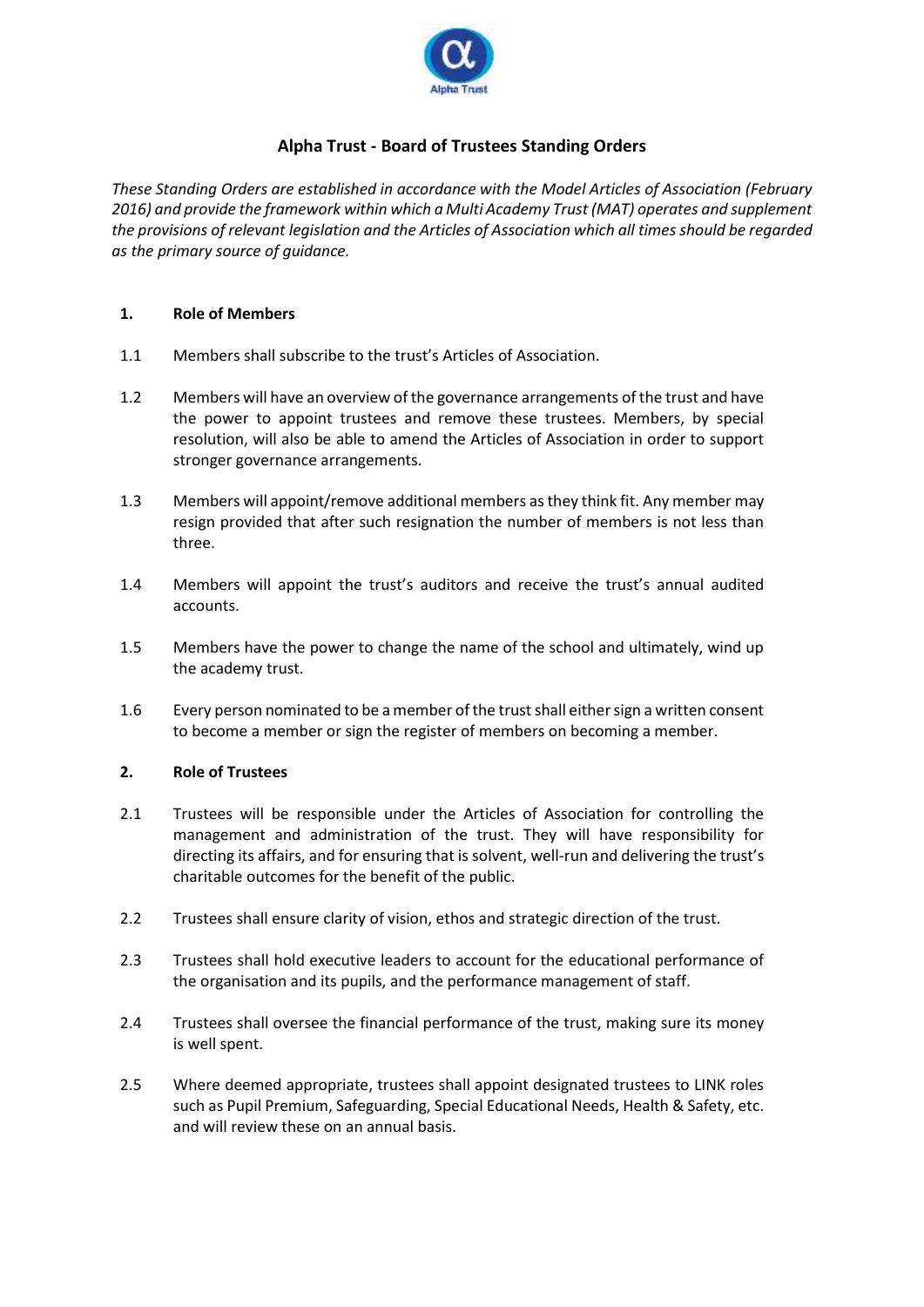# Alpha Trust - Board of Trustees Standing Orders

*These Standing Orders are established in accordance with the Model Articles of Association (February 2016) and provide the framework within which a Multi Academy Trust (MAT) operates and supplement the provisions of relevant legislation and the Articles of Association which all times should be regarded as the primary source of guidance.*

## 1. Role of Members

1.1 Members shall subscribe to the trust's Articles of Association.

1.2 Members will have an overview of the governance arrangements of the trust and have the power to appoint trustees and remove these trustees. Members, by special resolution, will also be able to amend the Articles of Association in order to support stronger governance arrangements.

1.3 Members will appoint/remove additional members as they think fit. Any member may resign provided that after such resignation the number of members is not less than three.

1.4 Members will appoint the trust's auditors and receive the trust's annual audited accounts.

1.5 Members have the power to change the name of the school and ultimately, wind up the academy trust.

1.6 Every person nominated to be a member of the trust shall either sign a written consent to become a member or sign the register of members on becoming a member.

## 2. Role of Trustees

2.1 Trustees will be responsible under the Articles of Association for controlling the management and administration of the trust. They will have responsibility for directing its affairs, and for ensuring that is solvent, well-run and delivering the trust's charitable outcomes for the benefit of the public.

2.2 Trustees shall ensure clarity of vision, ethos and strategic direction of the trust.

2.3 Trustees shall hold executive leaders to account for the educational performance of the organisation and its pupils, and the performance management of staff.

2.4 Trustees shall oversee the financial performance of the trust, making sure its money is well spent.

2.5 Where deemed appropriate, trustees shall appoint designated trustees to LINK roles such as Pupil Premium, Safeguarding, Special Educational Needs, Health & Safety, etc. and will review these on an annual basis.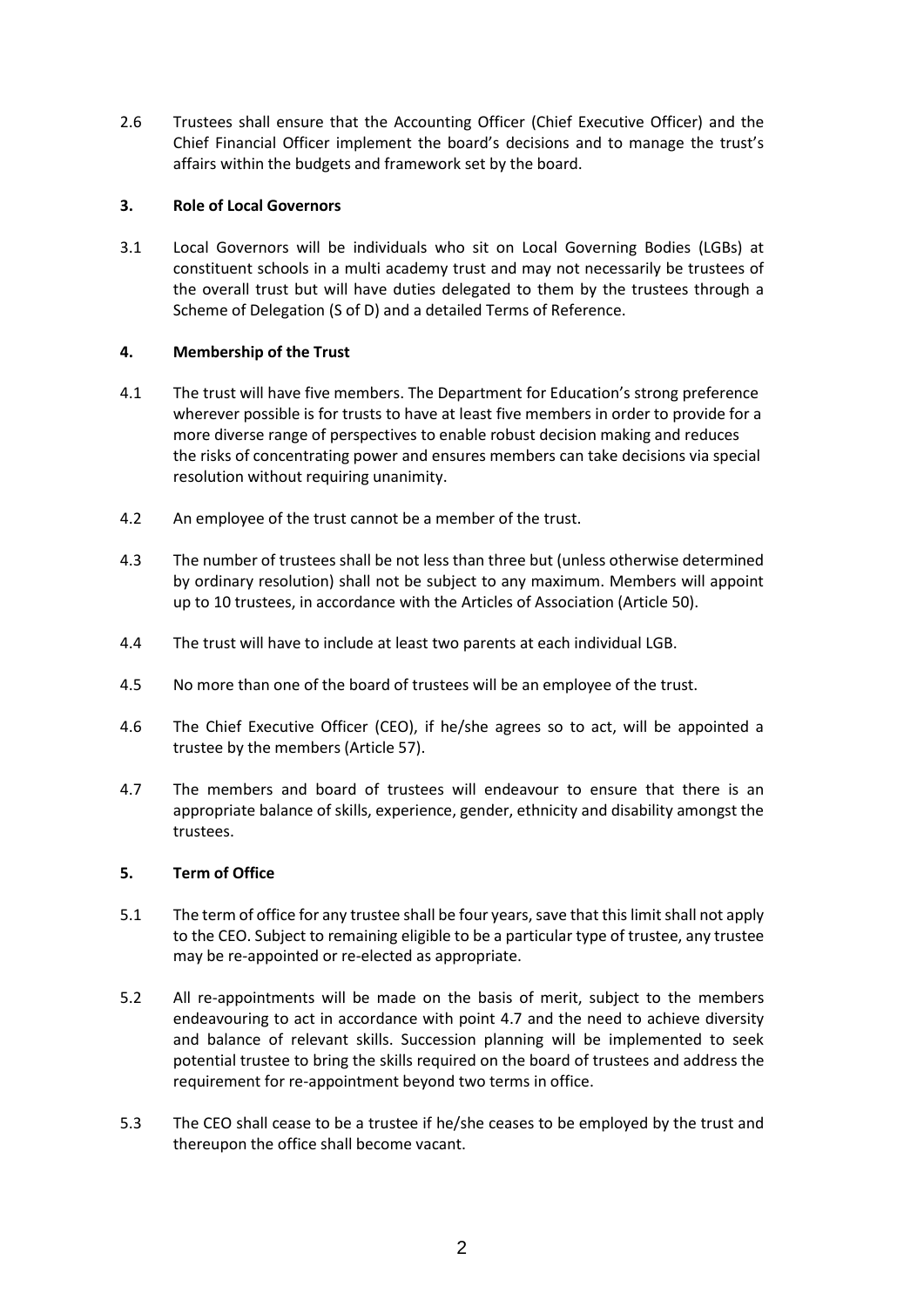2.6 Trustees shall ensure that the Accounting Officer (Chief Executive Officer) and the Chief Financial Officer implement the board's decisions and to manage the trust's affairs within the budgets and framework set by the board.

## 3. Role of Local Governors

3.1 Local Governors will be individuals who sit on Local Governing Bodies (LGBs) at constituent schools in a multi academy trust and may not necessarily be trustees of the overall trust but will have duties delegated to them by the trustees through a Scheme of Delegation (S of D) and a detailed Terms of Reference.

## 4. Membership of the Trust

4.1 The trust will have five members. The Department for Education's strong preference wherever possible is for trusts to have at least five members in order to provide for a more diverse range of perspectives to enable robust decision making and reduces the risks of concentrating power and ensures members can take decisions via special resolution without requiring unanimity.

4.2 An employee of the trust cannot be a member of the trust.

4.3 The number of trustees shall be not less than three but (unless otherwise determined by ordinary resolution) shall not be subject to any maximum. Members will appoint up to 10 trustees, in accordance with the Articles of Association (Article 50).

4.4 The trust will have to include at least two parents at each individual LGB.

4.5 No more than one of the board of trustees will be an employee of the trust.

4.6 The Chief Executive Officer (CEO), if he/she agrees so to act, will be appointed a trustee by the members (Article 57).

4.7 The members and board of trustees will endeavour to ensure that there is an appropriate balance of skills, experience, gender, ethnicity and disability amongst the trustees.

## 5. Term of Office

5.1 The term of office for any trustee shall be four years, save that this limit shall not apply to the CEO. Subject to remaining eligible to be a particular type of trustee, any trustee may be re-appointed or re-elected as appropriate.

5.2 All re-appointments will be made on the basis of merit, subject to the members endeavouring to act in accordance with point 4.7 and the need to achieve diversity and balance of relevant skills. Succession planning will be implemented to seek potential trustee to bring the skills required on the board of trustees and address the requirement for re-appointment beyond two terms in office.

5.3 The CEO shall cease to be a trustee if he/she ceases to be employed by the trust and thereupon the office shall become vacant.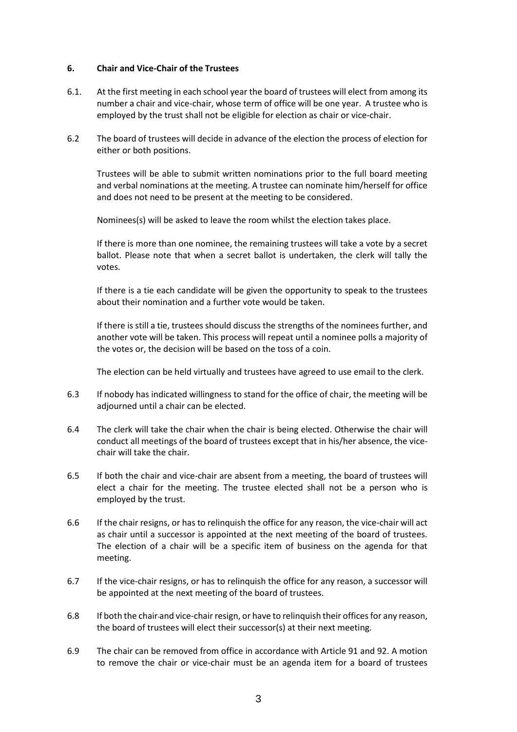### 6. Chair and Vice-Chair of the Trustees

6.1. At the first meeting in each school year the board of trustees will elect from among its number a chair and vice-chair, whose term of office will be one year. A trustee who is employed by the trust shall not be eligible for election as chair or vice-chair.

6.2 The board of trustees will decide in advance of the election the process of election for either or both positions.

Trustees will be able to submit written nominations prior to the full board meeting and verbal nominations at the meeting. A trustee can nominate him/herself for office and does not need to be present at the meeting to be considered.

Nominees(s) will be asked to leave the room whilst the election takes place.

If there is more than one nominee, the remaining trustees will take a vote by a secret ballot. Please note that when a secret ballot is undertaken, the clerk will tally the votes.

If there is a tie each candidate will be given the opportunity to speak to the trustees about their nomination and a further vote would be taken.

If there is still a tie, trustees should discuss the strengths of the nominees further, and another vote will be taken. This process will repeat until a nominee polls a majority of the votes or, the decision will be based on the toss of a coin.

The election can be held virtually and trustees have agreed to use email to the clerk.

6.3 If nobody has indicated willingness to stand for the office of chair, the meeting will be adjourned until a chair can be elected.

6.4 The clerk will take the chair when the chair is being elected. Otherwise the chair will conduct all meetings of the board of trustees except that in his/her absence, the vice-chair will take the chair.

6.5 If both the chair and vice-chair are absent from a meeting, the board of trustees will elect a chair for the meeting. The trustee elected shall not be a person who is employed by the trust.

6.6 If the chair resigns, or has to relinquish the office for any reason, the vice-chair will act as chair until a successor is appointed at the next meeting of the board of trustees. The election of a chair will be a specific item of business on the agenda for that meeting.

6.7 If the vice-chair resigns, or has to relinquish the office for any reason, a successor will be appointed at the next meeting of the board of trustees.

6.8 If both the chair and vice-chair resign, or have to relinquish their offices for any reason, the board of trustees will elect their successor(s) at their next meeting.

6.9 The chair can be removed from office in accordance with Article 91 and 92. A motion to remove the chair or vice-chair must be an agenda item for a board of trustees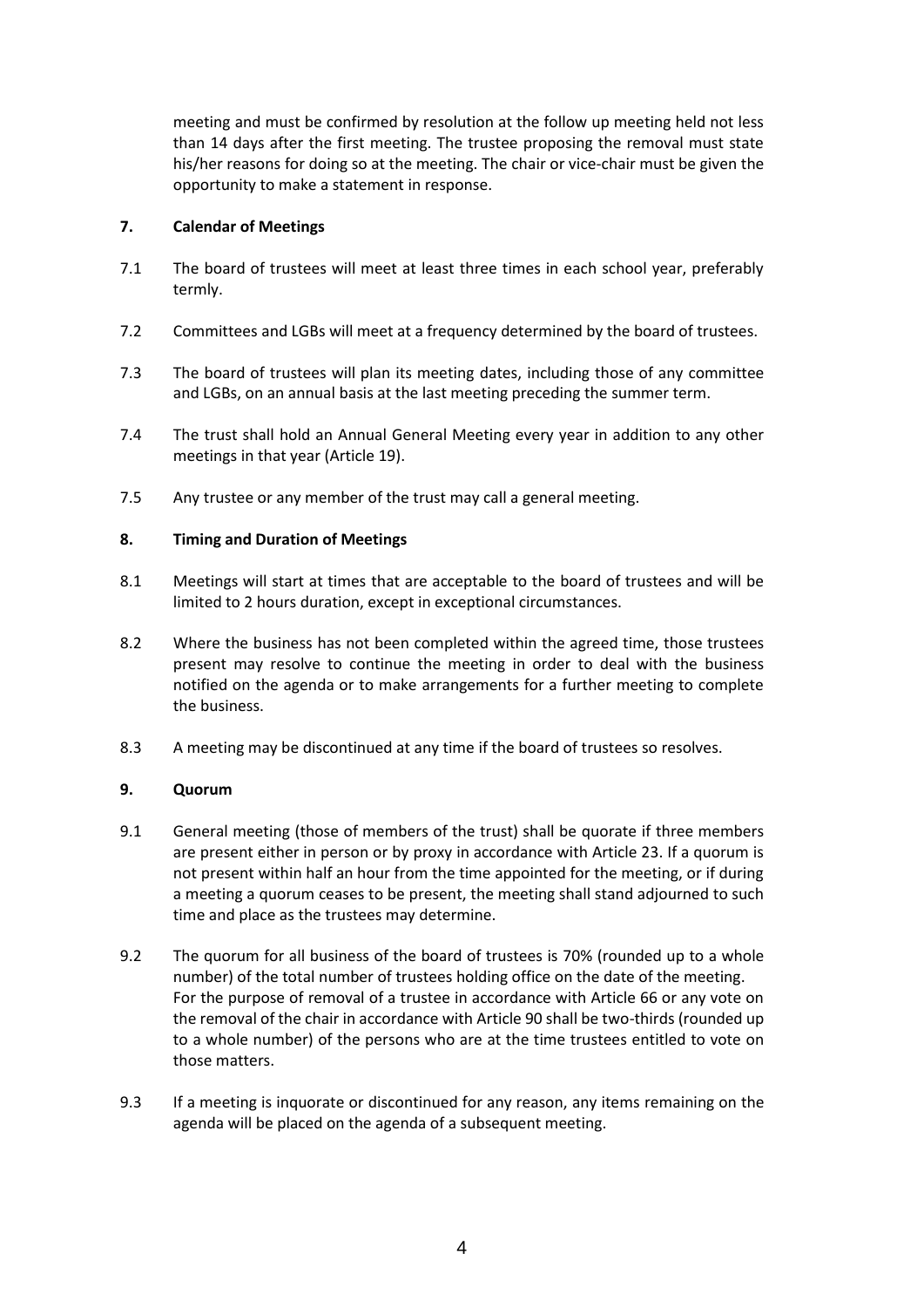meeting and must be confirmed by resolution at the follow up meeting held not less than 14 days after the first meeting. The trustee proposing the removal must state his/her reasons for doing so at the meeting. The chair or vice-chair must be given the opportunity to make a statement in response.

## 7. Calendar of Meetings

7.1 The board of trustees will meet at least three times in each school year, preferably termly.

7.2 Committees and LGBs will meet at a frequency determined by the board of trustees.

7.3 The board of trustees will plan its meeting dates, including those of any committee and LGBs, on an annual basis at the last meeting preceding the summer term.

7.4 The trust shall hold an Annual General Meeting every year in addition to any other meetings in that year (Article 19).

7.5 Any trustee or any member of the trust may call a general meeting.

## 8. Timing and Duration of Meetings

8.1 Meetings will start at times that are acceptable to the board of trustees and will be limited to 2 hours duration, except in exceptional circumstances.

8.2 Where the business has not been completed within the agreed time, those trustees present may resolve to continue the meeting in order to deal with the business notified on the agenda or to make arrangements for a further meeting to complete the business.

8.3 A meeting may be discontinued at any time if the board of trustees so resolves.

## 9. Quorum

9.1 General meeting (those of members of the trust) shall be quorate if three members are present either in person or by proxy in accordance with Article 23. If a quorum is not present within half an hour from the time appointed for the meeting, or if during a meeting a quorum ceases to be present, the meeting shall stand adjourned to such time and place as the trustees may determine.

9.2 The quorum for all business of the board of trustees is 70% (rounded up to a whole number) of the total number of trustees holding office on the date of the meeting. For the purpose of removal of a trustee in accordance with Article 66 or any vote on the removal of the chair in accordance with Article 90 shall be two-thirds (rounded up to a whole number) of the persons who are at the time trustees entitled to vote on those matters.

9.3 If a meeting is inquorate or discontinued for any reason, any items remaining on the agenda will be placed on the agenda of a subsequent meeting.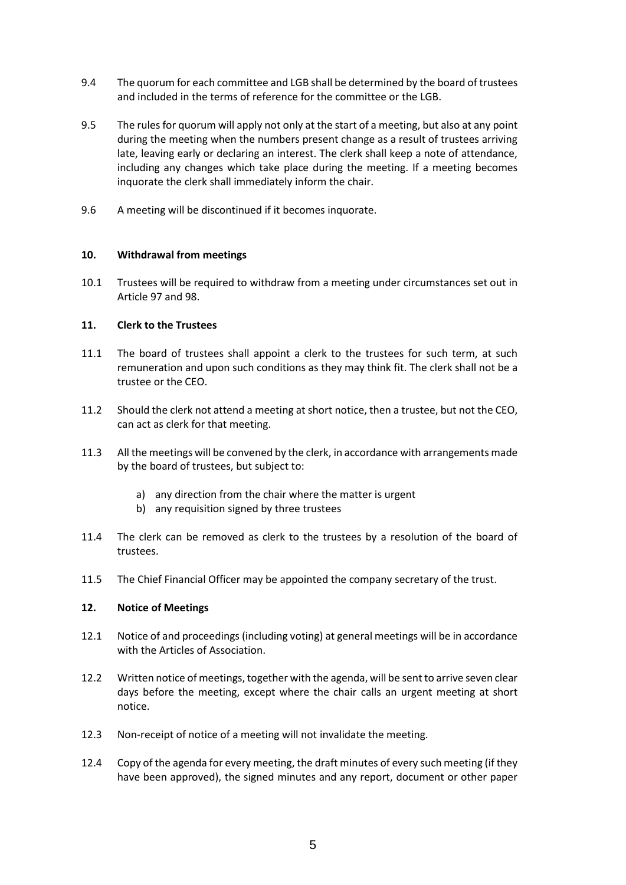9.4 The quorum for each committee and LGB shall be determined by the board of trustees and included in the terms of reference for the committee or the LGB.

9.5 The rules for quorum will apply not only at the start of a meeting, but also at any point during the meeting when the numbers present change as a result of trustees arriving late, leaving early or declaring an interest. The clerk shall keep a note of attendance, including any changes which take place during the meeting. If a meeting becomes inquorate the clerk shall immediately inform the chair.

9.6 A meeting will be discontinued if it becomes inquorate.

## 10. Withdrawal from meetings

10.1 Trustees will be required to withdraw from a meeting under circumstances set out in Article 97 and 98.

## 11. Clerk to the Trustees

11.1 The board of trustees shall appoint a clerk to the trustees for such term, at such remuneration and upon such conditions as they may think fit. The clerk shall not be a trustee or the CEO.

11.2 Should the clerk not attend a meeting at short notice, then a trustee, but not the CEO, can act as clerk for that meeting.

11.3 All the meetings will be convened by the clerk, in accordance with arrangements made by the board of trustees, but subject to:

a) any direction from the chair where the matter is urgent
b) any requisition signed by three trustees

11.4 The clerk can be removed as clerk to the trustees by a resolution of the board of trustees.

11.5 The Chief Financial Officer may be appointed the company secretary of the trust.

## 12. Notice of Meetings

12.1 Notice of and proceedings (including voting) at general meetings will be in accordance with the Articles of Association.

12.2 Written notice of meetings, together with the agenda, will be sent to arrive seven clear days before the meeting, except where the chair calls an urgent meeting at short notice.

12.3 Non-receipt of notice of a meeting will not invalidate the meeting.

12.4 Copy of the agenda for every meeting, the draft minutes of every such meeting (if they have been approved), the signed minutes and any report, document or other paper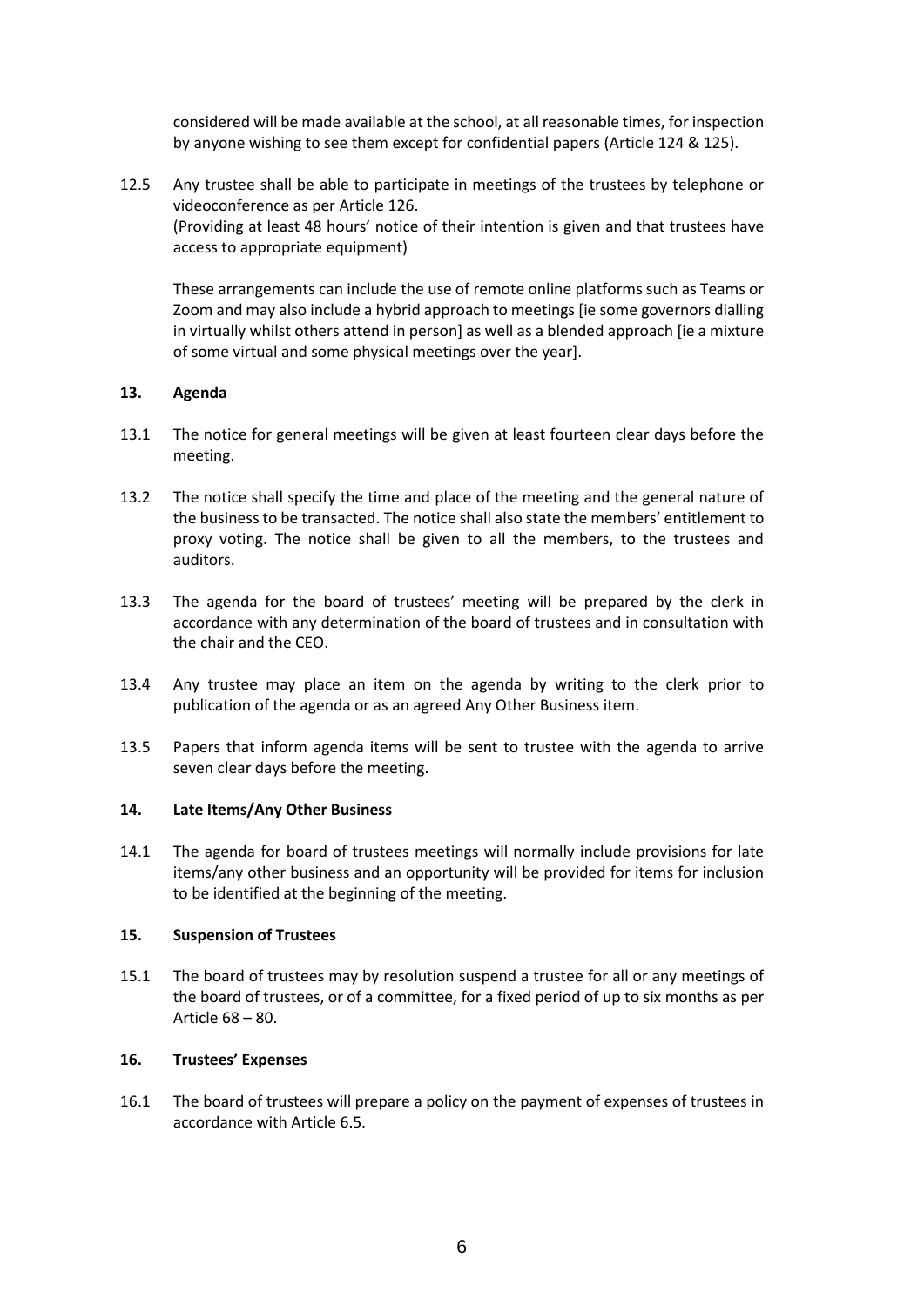considered will be made available at the school, at all reasonable times, for inspection by anyone wishing to see them except for confidential papers (Article 124 & 125).

12.5 Any trustee shall be able to participate in meetings of the trustees by telephone or videoconference as per Article 126.
(Providing at least 48 hours' notice of their intention is given and that trustees have access to appropriate equipment)

These arrangements can include the use of remote online platforms such as Teams or Zoom and may also include a hybrid approach to meetings [ie some governors dialling in virtually whilst others attend in person] as well as a blended approach [ie a mixture of some virtual and some physical meetings over the year].

### 13. Agenda

13.1 The notice for general meetings will be given at least fourteen clear days before the meeting.

13.2 The notice shall specify the time and place of the meeting and the general nature of the business to be transacted. The notice shall also state the members' entitlement to proxy voting. The notice shall be given to all the members, to the trustees and auditors.

13.3 The agenda for the board of trustees' meeting will be prepared by the clerk in accordance with any determination of the board of trustees and in consultation with the chair and the CEO.

13.4 Any trustee may place an item on the agenda by writing to the clerk prior to publication of the agenda or as an agreed Any Other Business item.

13.5 Papers that inform agenda items will be sent to trustee with the agenda to arrive seven clear days before the meeting.

### 14. Late Items/Any Other Business

14.1 The agenda for board of trustees meetings will normally include provisions for late items/any other business and an opportunity will be provided for items for inclusion to be identified at the beginning of the meeting.

### 15. Suspension of Trustees

15.1 The board of trustees may by resolution suspend a trustee for all or any meetings of the board of trustees, or of a committee, for a fixed period of up to six months as per Article 68 – 80.

### 16. Trustees' Expenses

16.1 The board of trustees will prepare a policy on the payment of expenses of trustees in accordance with Article 6.5.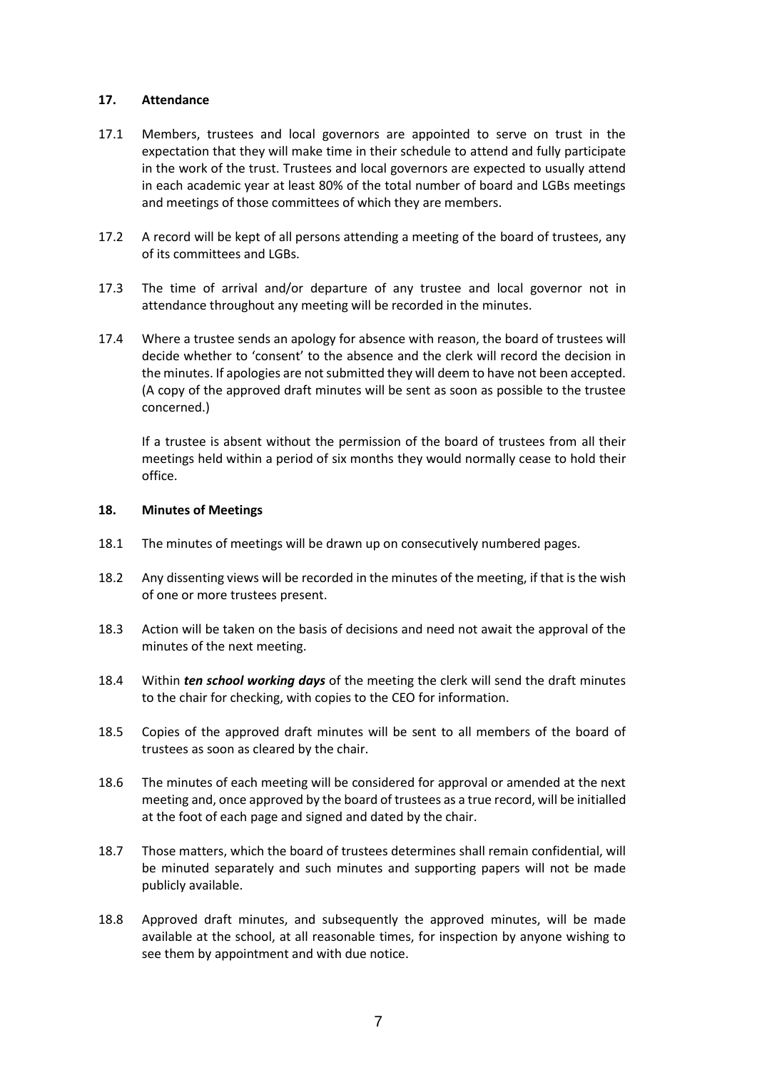**17. Attendance**

17.1 Members, trustees and local governors are appointed to serve on trust in the expectation that they will make time in their schedule to attend and fully participate in the work of the trust. Trustees and local governors are expected to usually attend in each academic year at least 80% of the total number of board and LGBs meetings and meetings of those committees of which they are members.

17.2 A record will be kept of all persons attending a meeting of the board of trustees, any of its committees and LGBs.

17.3 The time of arrival and/or departure of any trustee and local governor not in attendance throughout any meeting will be recorded in the minutes.

17.4 Where a trustee sends an apology for absence with reason, the board of trustees will decide whether to 'consent' to the absence and the clerk will record the decision in the minutes. If apologies are not submitted they will deem to have not been accepted. (A copy of the approved draft minutes will be sent as soon as possible to the trustee concerned.)

If a trustee is absent without the permission of the board of trustees from all their meetings held within a period of six months they would normally cease to hold their office.

**18. Minutes of Meetings**

18.1 The minutes of meetings will be drawn up on consecutively numbered pages.

18.2 Any dissenting views will be recorded in the minutes of the meeting, if that is the wish of one or more trustees present.

18.3 Action will be taken on the basis of decisions and need not await the approval of the minutes of the next meeting.

18.4 Within ***ten school working days*** of the meeting the clerk will send the draft minutes to the chair for checking, with copies to the CEO for information.

18.5 Copies of the approved draft minutes will be sent to all members of the board of trustees as soon as cleared by the chair.

18.6 The minutes of each meeting will be considered for approval or amended at the next meeting and, once approved by the board of trustees as a true record, will be initialled at the foot of each page and signed and dated by the chair.

18.7 Those matters, which the board of trustees determines shall remain confidential, will be minuted separately and such minutes and supporting papers will not be made publicly available.

18.8 Approved draft minutes, and subsequently the approved minutes, will be made available at the school, at all reasonable times, for inspection by anyone wishing to see them by appointment and with due notice.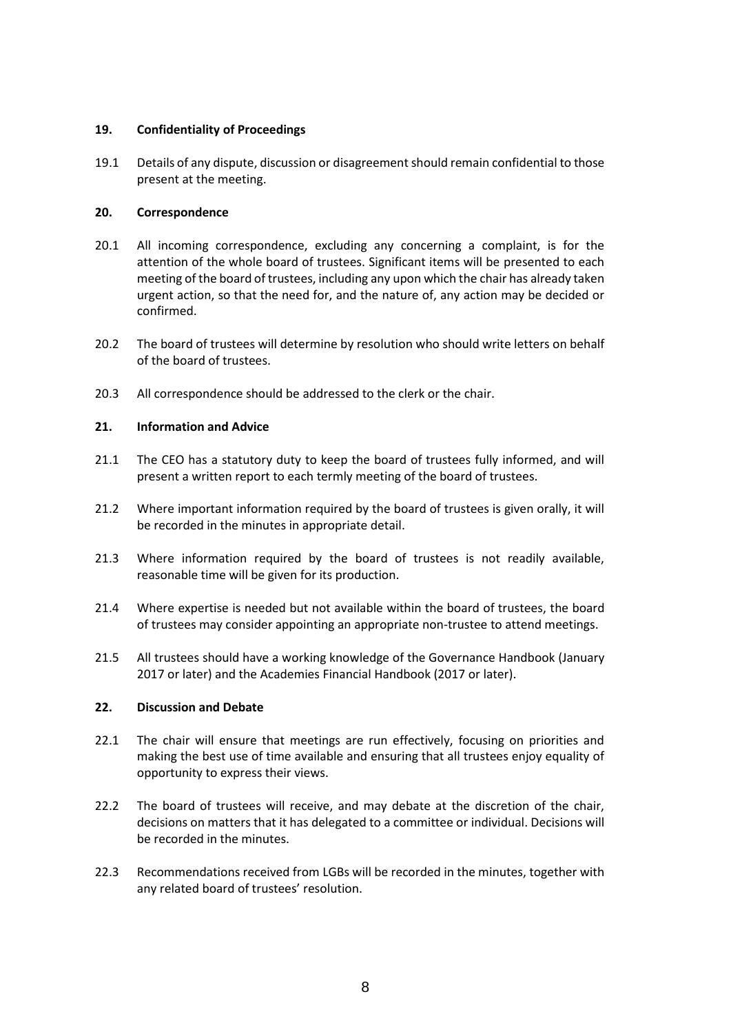## 19. Confidentiality of Proceedings

19.1 Details of any dispute, discussion or disagreement should remain confidential to those present at the meeting.

## 20. Correspondence

20.1 All incoming correspondence, excluding any concerning a complaint, is for the attention of the whole board of trustees. Significant items will be presented to each meeting of the board of trustees, including any upon which the chair has already taken urgent action, so that the need for, and the nature of, any action may be decided or confirmed.

20.2 The board of trustees will determine by resolution who should write letters on behalf of the board of trustees.

20.3 All correspondence should be addressed to the clerk or the chair.

## 21. Information and Advice

21.1 The CEO has a statutory duty to keep the board of trustees fully informed, and will present a written report to each termly meeting of the board of trustees.

21.2 Where important information required by the board of trustees is given orally, it will be recorded in the minutes in appropriate detail.

21.3 Where information required by the board of trustees is not readily available, reasonable time will be given for its production.

21.4 Where expertise is needed but not available within the board of trustees, the board of trustees may consider appointing an appropriate non-trustee to attend meetings.

21.5 All trustees should have a working knowledge of the Governance Handbook (January 2017 or later) and the Academies Financial Handbook (2017 or later).

## 22. Discussion and Debate

22.1 The chair will ensure that meetings are run effectively, focusing on priorities and making the best use of time available and ensuring that all trustees enjoy equality of opportunity to express their views.

22.2 The board of trustees will receive, and may debate at the discretion of the chair, decisions on matters that it has delegated to a committee or individual. Decisions will be recorded in the minutes.

22.3 Recommendations received from LGBs will be recorded in the minutes, together with any related board of trustees' resolution.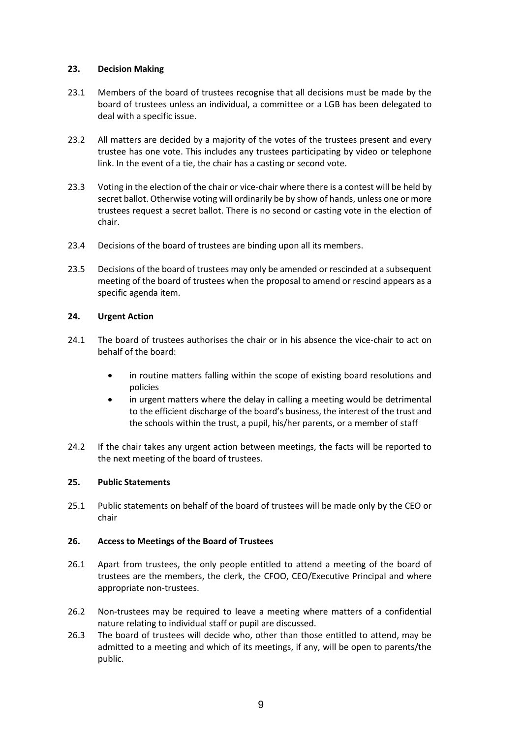## 23. Decision Making

23.1 Members of the board of trustees recognise that all decisions must be made by the board of trustees unless an individual, a committee or a LGB has been delegated to deal with a specific issue.

23.2 All matters are decided by a majority of the votes of the trustees present and every trustee has one vote. This includes any trustees participating by video or telephone link. In the event of a tie, the chair has a casting or second vote.

23.3 Voting in the election of the chair or vice-chair where there is a contest will be held by secret ballot. Otherwise voting will ordinarily be by show of hands, unless one or more trustees request a secret ballot. There is no second or casting vote in the election of chair.

23.4 Decisions of the board of trustees are binding upon all its members.

23.5 Decisions of the board of trustees may only be amended or rescinded at a subsequent meeting of the board of trustees when the proposal to amend or rescind appears as a specific agenda item.

## 24. Urgent Action

24.1 The board of trustees authorises the chair or in his absence the vice-chair to act on behalf of the board:

- in routine matters falling within the scope of existing board resolutions and policies
- in urgent matters where the delay in calling a meeting would be detrimental to the efficient discharge of the board's business, the interest of the trust and the schools within the trust, a pupil, his/her parents, or a member of staff

24.2 If the chair takes any urgent action between meetings, the facts will be reported to the next meeting of the board of trustees.

## 25. Public Statements

25.1 Public statements on behalf of the board of trustees will be made only by the CEO or chair

## 26. Access to Meetings of the Board of Trustees

26.1 Apart from trustees, the only people entitled to attend a meeting of the board of trustees are the members, the clerk, the CFOO, CEO/Executive Principal and where appropriate non-trustees.

26.2 Non-trustees may be required to leave a meeting where matters of a confidential nature relating to individual staff or pupil are discussed.

26.3 The board of trustees will decide who, other than those entitled to attend, may be admitted to a meeting and which of its meetings, if any, will be open to parents/the public.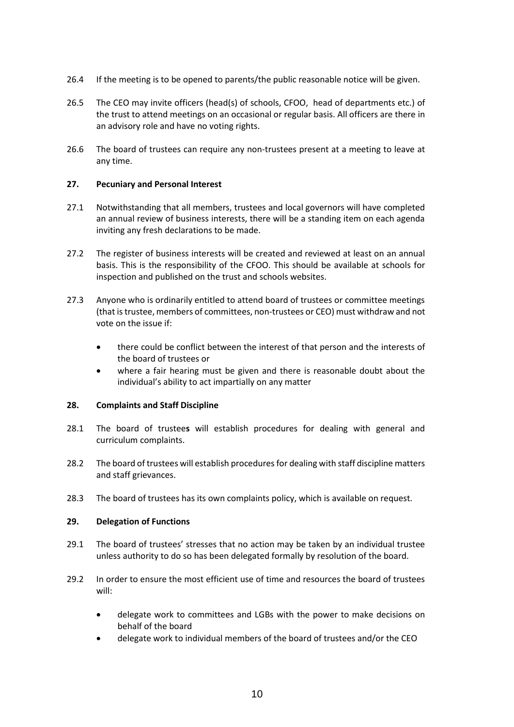26.4 If the meeting is to be opened to parents/the public reasonable notice will be given.

26.5 The CEO may invite officers (head(s) of schools, CFOO, head of departments etc.) of the trust to attend meetings on an occasional or regular basis. All officers are there in an advisory role and have no voting rights.

26.6 The board of trustees can require any non-trustees present at a meeting to leave at any time.

**27. Pecuniary and Personal Interest**

27.1 Notwithstanding that all members, trustees and local governors will have completed an annual review of business interests, there will be a standing item on each agenda inviting any fresh declarations to be made.

27.2 The register of business interests will be created and reviewed at least on an annual basis. This is the responsibility of the CFOO. This should be available at schools for inspection and published on the trust and schools websites.

27.3 Anyone who is ordinarily entitled to attend board of trustees or committee meetings (that is trustee, members of committees, non-trustees or CEO) must withdraw and not vote on the issue if:

- there could be conflict between the interest of that person and the interests of the board of trustees or
- where a fair hearing must be given and there is reasonable doubt about the individual's ability to act impartially on any matter

**28. Complaints and Staff Discipline**

28.1 The board of trustee**s** will establish procedures for dealing with general and curriculum complaints.

28.2 The board of trustees will establish procedures for dealing with staff discipline matters and staff grievances.

28.3 The board of trustees has its own complaints policy, which is available on request.

**29. Delegation of Functions**

29.1 The board of trustees' stresses that no action may be taken by an individual trustee unless authority to do so has been delegated formally by resolution of the board.

29.2 In order to ensure the most efficient use of time and resources the board of trustees will:

- delegate work to committees and LGBs with the power to make decisions on behalf of the board
- delegate work to individual members of the board of trustees and/or the CEO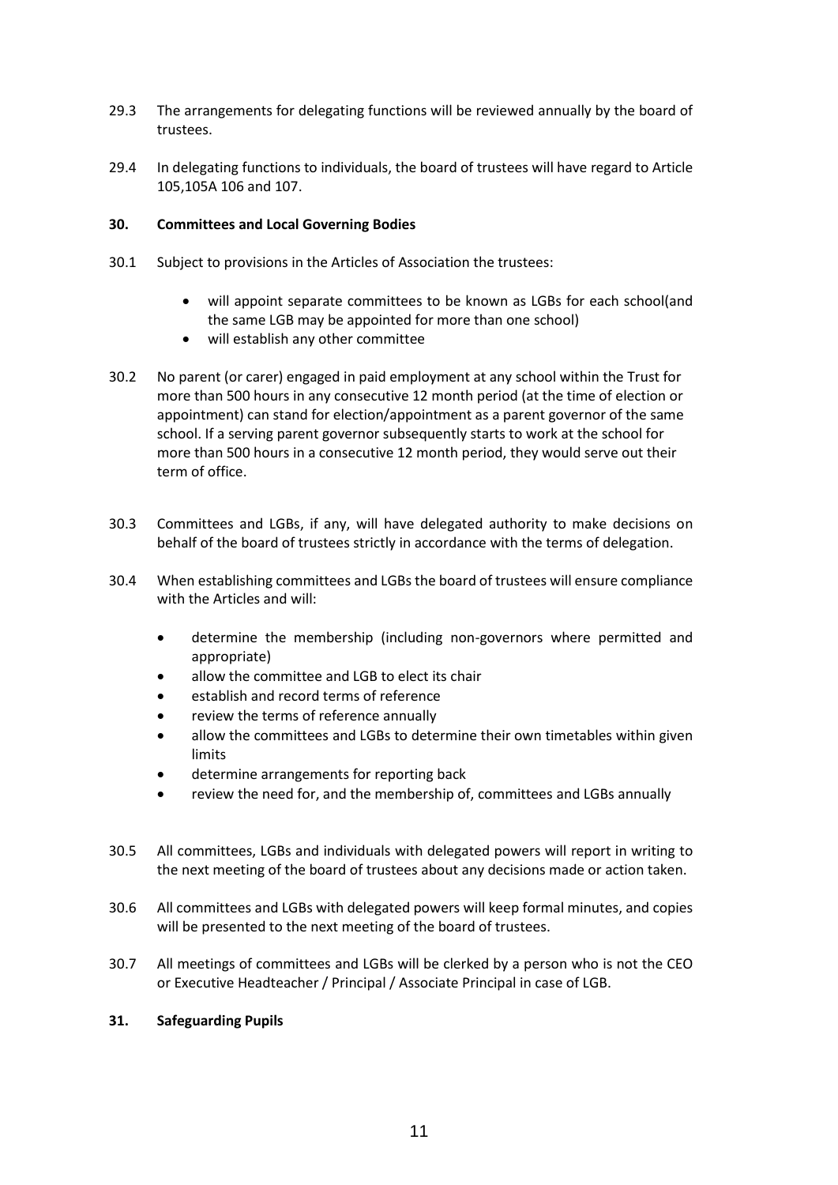29.3 The arrangements for delegating functions will be reviewed annually by the board of trustees.

29.4 In delegating functions to individuals, the board of trustees will have regard to Article 105,105A 106 and 107.

**30. Committees and Local Governing Bodies**

30.1 Subject to provisions in the Articles of Association the trustees:

- will appoint separate committees to be known as LGBs for each school(and the same LGB may be appointed for more than one school)
- will establish any other committee

30.2 No parent (or carer) engaged in paid employment at any school within the Trust for more than 500 hours in any consecutive 12 month period (at the time of election or appointment) can stand for election/appointment as a parent governor of the same school. If a serving parent governor subsequently starts to work at the school for more than 500 hours in a consecutive 12 month period, they would serve out their term of office.

30.3 Committees and LGBs, if any, will have delegated authority to make decisions on behalf of the board of trustees strictly in accordance with the terms of delegation.

30.4 When establishing committees and LGBs the board of trustees will ensure compliance with the Articles and will:

- determine the membership (including non-governors where permitted and appropriate)
- allow the committee and LGB to elect its chair
- establish and record terms of reference
- review the terms of reference annually
- allow the committees and LGBs to determine their own timetables within given limits
- determine arrangements for reporting back
- review the need for, and the membership of, committees and LGBs annually

30.5 All committees, LGBs and individuals with delegated powers will report in writing to the next meeting of the board of trustees about any decisions made or action taken.

30.6 All committees and LGBs with delegated powers will keep formal minutes, and copies will be presented to the next meeting of the board of trustees.

30.7 All meetings of committees and LGBs will be clerked by a person who is not the CEO or Executive Headteacher / Principal / Associate Principal in case of LGB.

**31. Safeguarding Pupils**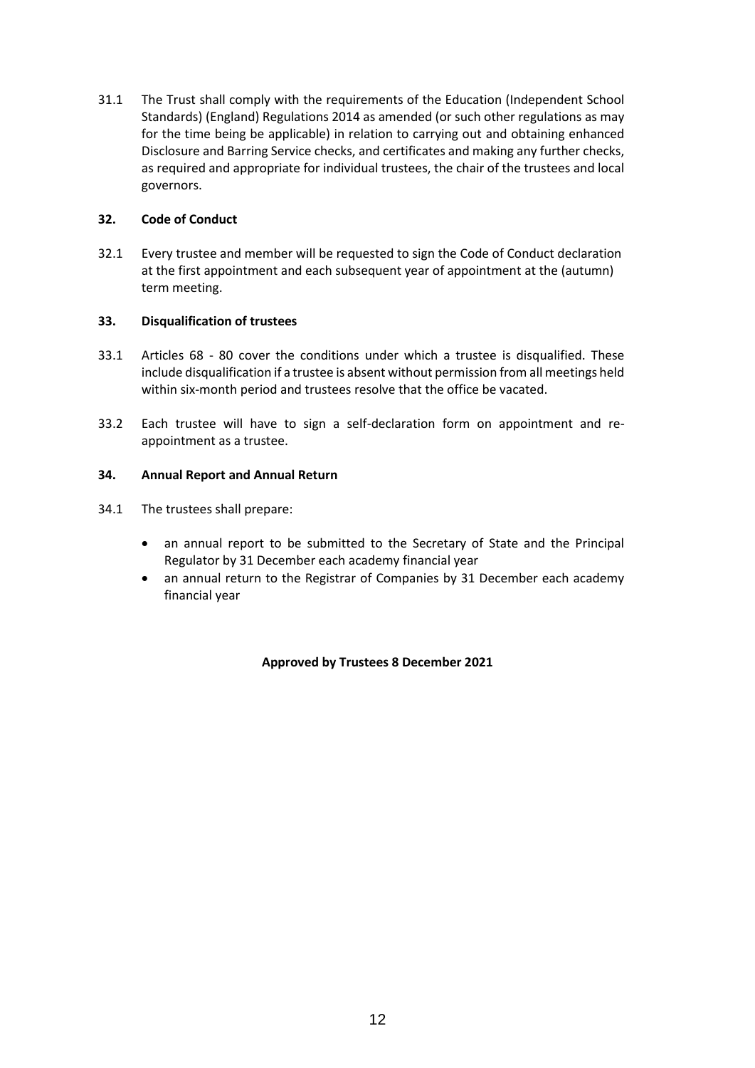31.1 The Trust shall comply with the requirements of the Education (Independent School Standards) (England) Regulations 2014 as amended (or such other regulations as may for the time being be applicable) in relation to carrying out and obtaining enhanced Disclosure and Barring Service checks, and certificates and making any further checks, as required and appropriate for individual trustees, the chair of the trustees and local governors.

## 32. Code of Conduct

32.1 Every trustee and member will be requested to sign the Code of Conduct declaration at the first appointment and each subsequent year of appointment at the (autumn) term meeting.

## 33. Disqualification of trustees

33.1 Articles 68 - 80 cover the conditions under which a trustee is disqualified. These include disqualification if a trustee is absent without permission from all meetings held within six-month period and trustees resolve that the office be vacated.

33.2 Each trustee will have to sign a self-declaration form on appointment and re-appointment as a trustee.

## 34. Annual Report and Annual Return

34.1 The trustees shall prepare:

- an annual report to be submitted to the Secretary of State and the Principal Regulator by 31 December each academy financial year
- an annual return to the Registrar of Companies by 31 December each academy financial year

**Approved by Trustees 8 December 2021**